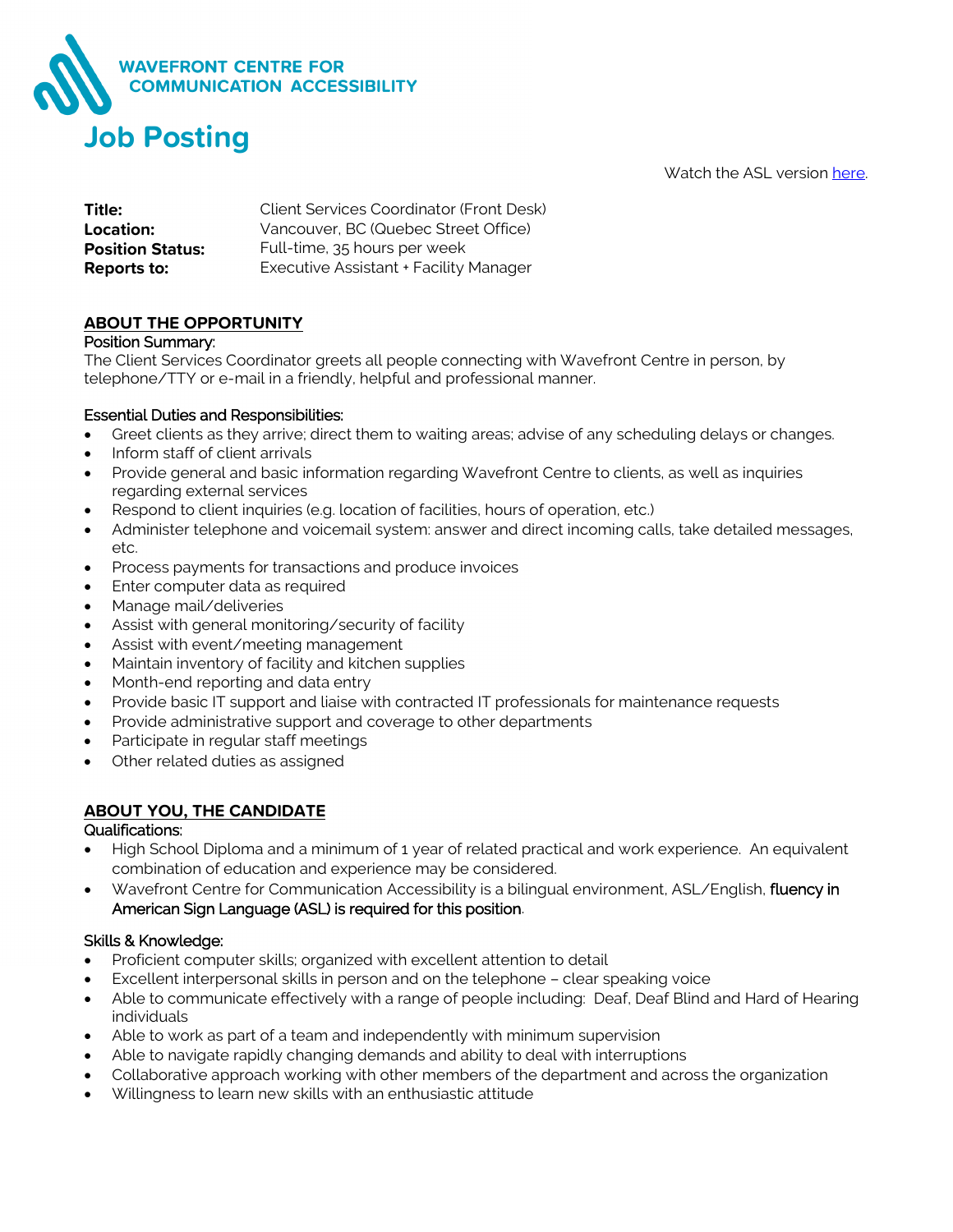WAVEFRONT CENTRE FOR COMMUNICATION ACCESSIBILITY

# Job Posting

Watch the ASL version [here](here).

| | |
|---|---|
| **Title:** | Client Services Coordinator (Front Desk) |
| **Location:** | Vancouver, BC (Quebec Street Office) |
| **Position Status:** | Full-time, 35 hours per week |
| **Reports to:** | Executive Assistant + Facility Manager |

## ABOUT THE OPPORTUNITY

### Position Summary:

The Client Services Coordinator greets all people connecting with Wavefront Centre in person, by telephone/TTY or e-mail in a friendly, helpful and professional manner.

### Essential Duties and Responsibilities:

- Greet clients as they arrive; direct them to waiting areas; advise of any scheduling delays or changes.
- Inform staff of client arrivals
- Provide general and basic information regarding Wavefront Centre to clients, as well as inquiries regarding external services
- Respond to client inquiries (e.g. location of facilities, hours of operation, etc.)
- Administer telephone and voicemail system: answer and direct incoming calls, take detailed messages, etc.
- Process payments for transactions and produce invoices
- Enter computer data as required
- Manage mail/deliveries
- Assist with general monitoring/security of facility
- Assist with event/meeting management
- Maintain inventory of facility and kitchen supplies
- Month-end reporting and data entry
- Provide basic IT support and liaise with contracted IT professionals for maintenance requests
- Provide administrative support and coverage to other departments
- Participate in regular staff meetings
- Other related duties as assigned

## ABOUT YOU, THE CANDIDATE

### Qualifications:

- High School Diploma and a minimum of 1 year of related practical and work experience. An equivalent combination of education and experience may be considered.
- Wavefront Centre for Communication Accessibility is a bilingual environment, ASL/English, **fluency in American Sign Language (ASL) is required for this position**.

### Skills & Knowledge:

- Proficient computer skills; organized with excellent attention to detail
- Excellent interpersonal skills in person and on the telephone – clear speaking voice
- Able to communicate effectively with a range of people including: Deaf, Deaf Blind and Hard of Hearing individuals
- Able to work as part of a team and independently with minimum supervision
- Able to navigate rapidly changing demands and ability to deal with interruptions
- Collaborative approach working with other members of the department and across the organization
- Willingness to learn new skills with an enthusiastic attitude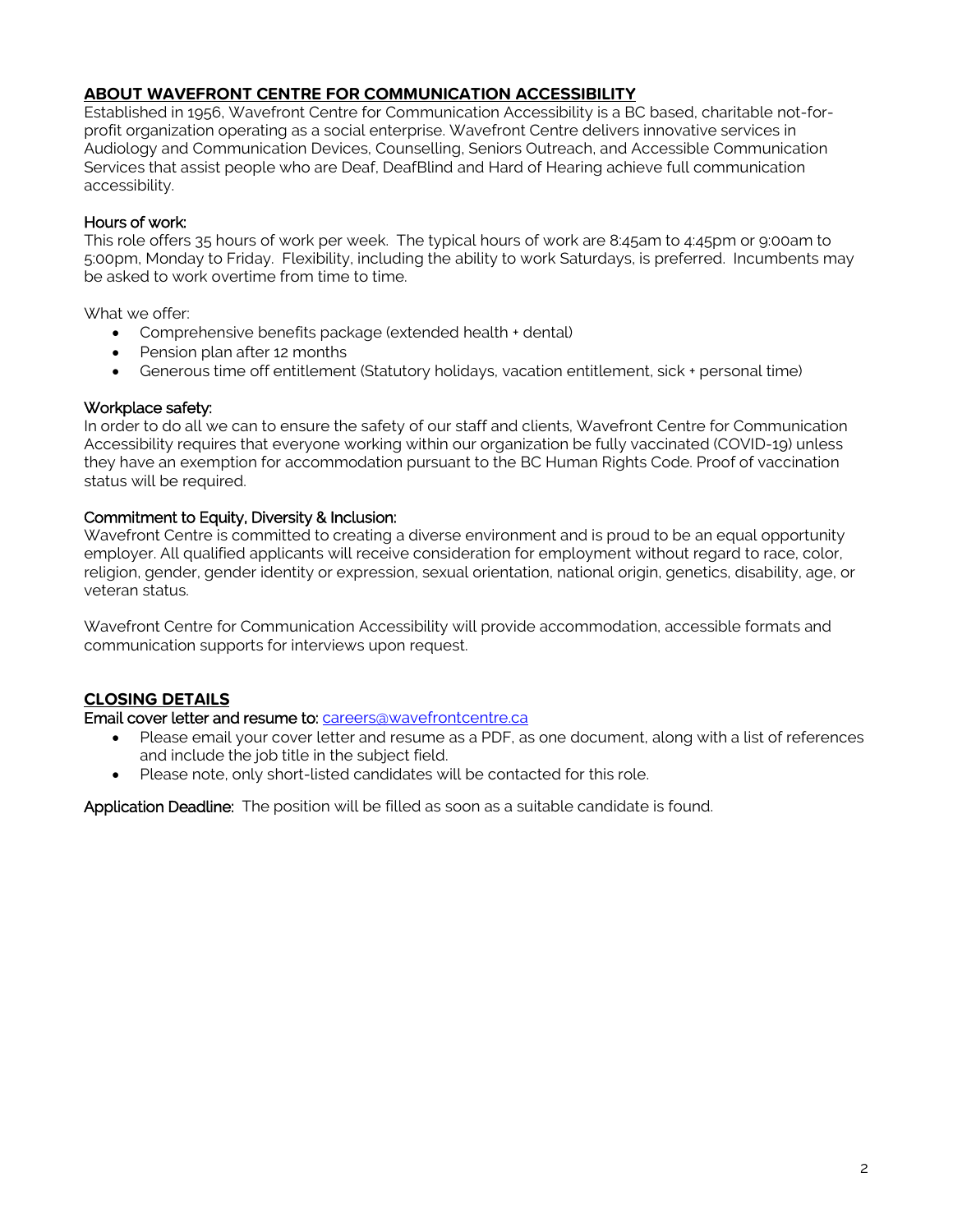## ABOUT WAVEFRONT CENTRE FOR COMMUNICATION ACCESSIBILITY

Established in 1956, Wavefront Centre for Communication Accessibility is a BC based, charitable not-for-profit organization operating as a social enterprise. Wavefront Centre delivers innovative services in Audiology and Communication Devices, Counselling, Seniors Outreach, and Accessible Communication Services that assist people who are Deaf, DeafBlind and Hard of Hearing achieve full communication accessibility.

### Hours of work:

This role offers 35 hours of work per week. The typical hours of work are 8:45am to 4:45pm or 9:00am to 5:00pm, Monday to Friday. Flexibility, including the ability to work Saturdays, is preferred. Incumbents may be asked to work overtime from time to time.

What we offer:

- Comprehensive benefits package (extended health + dental)
- Pension plan after 12 months
- Generous time off entitlement (Statutory holidays, vacation entitlement, sick + personal time)

### Workplace safety:

In order to do all we can to ensure the safety of our staff and clients, Wavefront Centre for Communication Accessibility requires that everyone working within our organization be fully vaccinated (COVID-19) unless they have an exemption for accommodation pursuant to the BC Human Rights Code. Proof of vaccination status will be required.

### Commitment to Equity, Diversity & Inclusion:

Wavefront Centre is committed to creating a diverse environment and is proud to be an equal opportunity employer. All qualified applicants will receive consideration for employment without regard to race, color, religion, gender, gender identity or expression, sexual orientation, national origin, genetics, disability, age, or veteran status.

Wavefront Centre for Communication Accessibility will provide accommodation, accessible formats and communication supports for interviews upon request.

## CLOSING DETAILS

**Email cover letter and resume to:** careers@wavefrontcentre.ca

- Please email your cover letter and resume as a PDF, as one document, along with a list of references and include the job title in the subject field.
- Please note, only short-listed candidates will be contacted for this role.

**Application Deadline:** The position will be filled as soon as a suitable candidate is found.